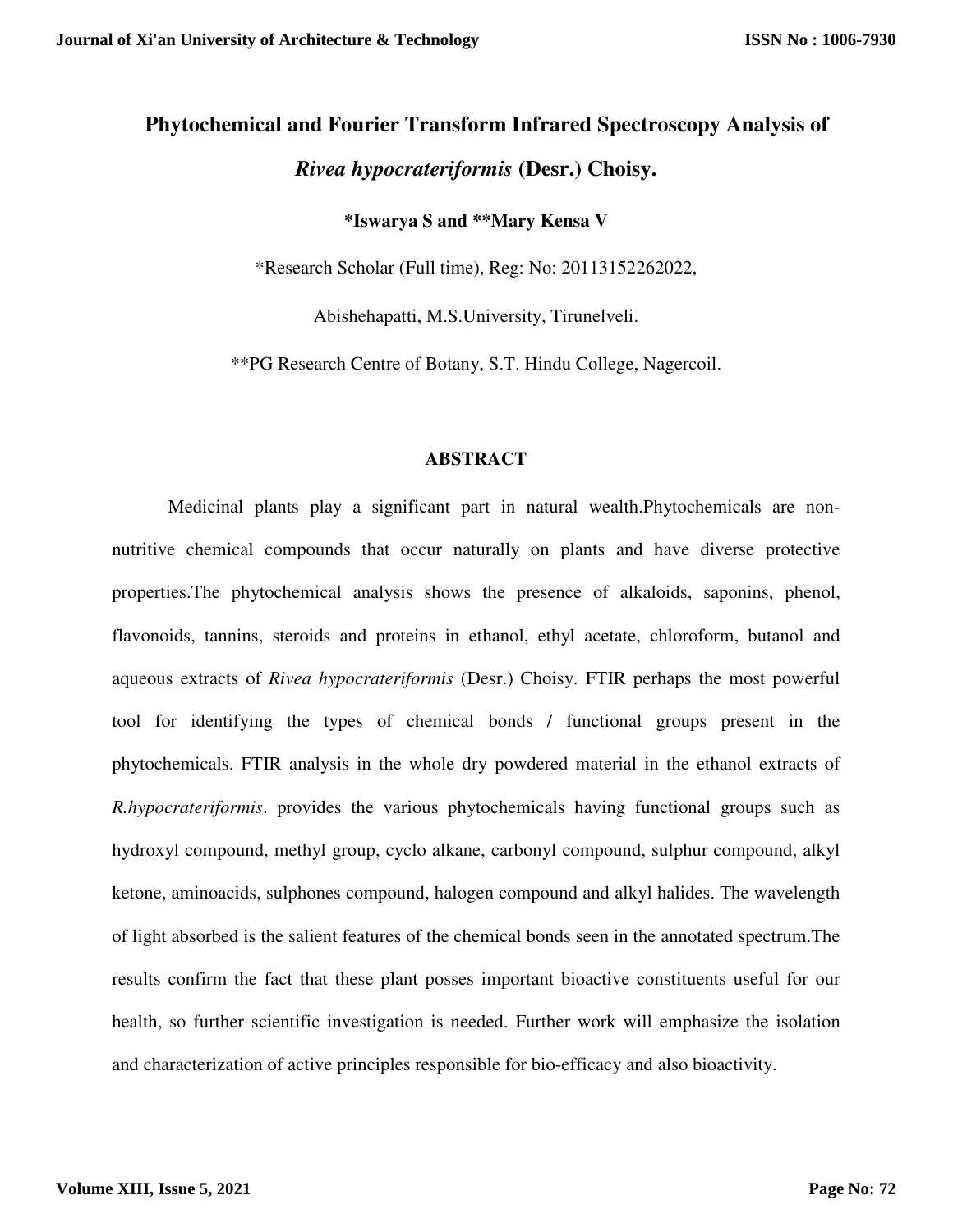# Phytochemical and Fourier Transform Infrared Spectroscopy Analysis of *Rivea hypocrateriformis* (Desr.) Choisy.

**\*Iswarya S and \*\*Mary Kensa V**

\*Research Scholar (Full time), Reg: No: 20113152262022,

Abishehapatti, M.S.University, Tirunelveli.

\*\*PG Research Centre of Botany, S.T. Hindu College, Nagercoil.

## ABSTRACT

Medicinal plants play a significant part in natural wealth.Phytochemicals are non-nutritive chemical compounds that occur naturally on plants and have diverse protective properties.The phytochemical analysis shows the presence of alkaloids, saponins, phenol, flavonoids, tannins, steroids and proteins in ethanol, ethyl acetate, chloroform, butanol and aqueous extracts of *Rivea hypocrateriformis* (Desr.) Choisy. FTIR perhaps the most powerful tool for identifying the types of chemical bonds / functional groups present in the phytochemicals. FTIR analysis in the whole dry powdered material in the ethanol extracts of *R.hypocrateriformis*. provides the various phytochemicals having functional groups such as hydroxyl compound, methyl group, cyclo alkane, carbonyl compound, sulphur compound, alkyl ketone, aminoacids, sulphones compound, halogen compound and alkyl halides. The wavelength of light absorbed is the salient features of the chemical bonds seen in the annotated spectrum.The results confirm the fact that these plant posses important bioactive constituents useful for our health, so further scientific investigation is needed. Further work will emphasize the isolation and characterization of active principles responsible for bio-efficacy and also bioactivity.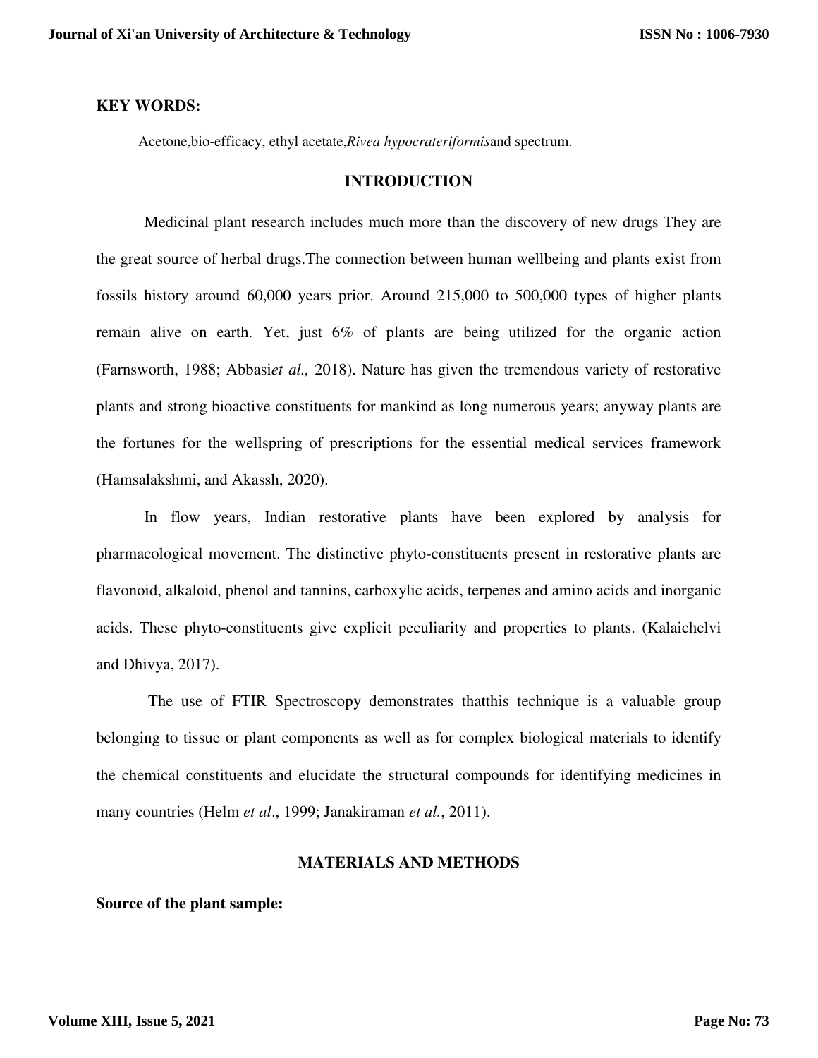**KEY WORDS:**

Acetone,bio-efficacy, ethyl acetate,*Rivea hypocrateriformis*and spectrum.

## INTRODUCTION

Medicinal plant research includes much more than the discovery of new drugs They are the great source of herbal drugs.The connection between human wellbeing and plants exist from fossils history around 60,000 years prior. Around 215,000 to 500,000 types of higher plants remain alive on earth. Yet, just 6% of plants are being utilized for the organic action (Farnsworth, 1988; Abbasi*et al.,* 2018). Nature has given the tremendous variety of restorative plants and strong bioactive constituents for mankind as long numerous years; anyway plants are the fortunes for the wellspring of prescriptions for the essential medical services framework (Hamsalakshmi, and Akassh, 2020).

In flow years, Indian restorative plants have been explored by analysis for pharmacological movement. The distinctive phyto-constituents present in restorative plants are flavonoid, alkaloid, phenol and tannins, carboxylic acids, terpenes and amino acids and inorganic acids. These phyto-constituents give explicit peculiarity and properties to plants. (Kalaichelvi and Dhivya, 2017).

The use of FTIR Spectroscopy demonstrates thatthis technique is a valuable group belonging to tissue or plant components as well as for complex biological materials to identify the chemical constituents and elucidate the structural compounds for identifying medicines in many countries (Helm *et al*., 1999; Janakiraman *et al.*, 2011).

## MATERIALS AND METHODS

**Source of the plant sample:**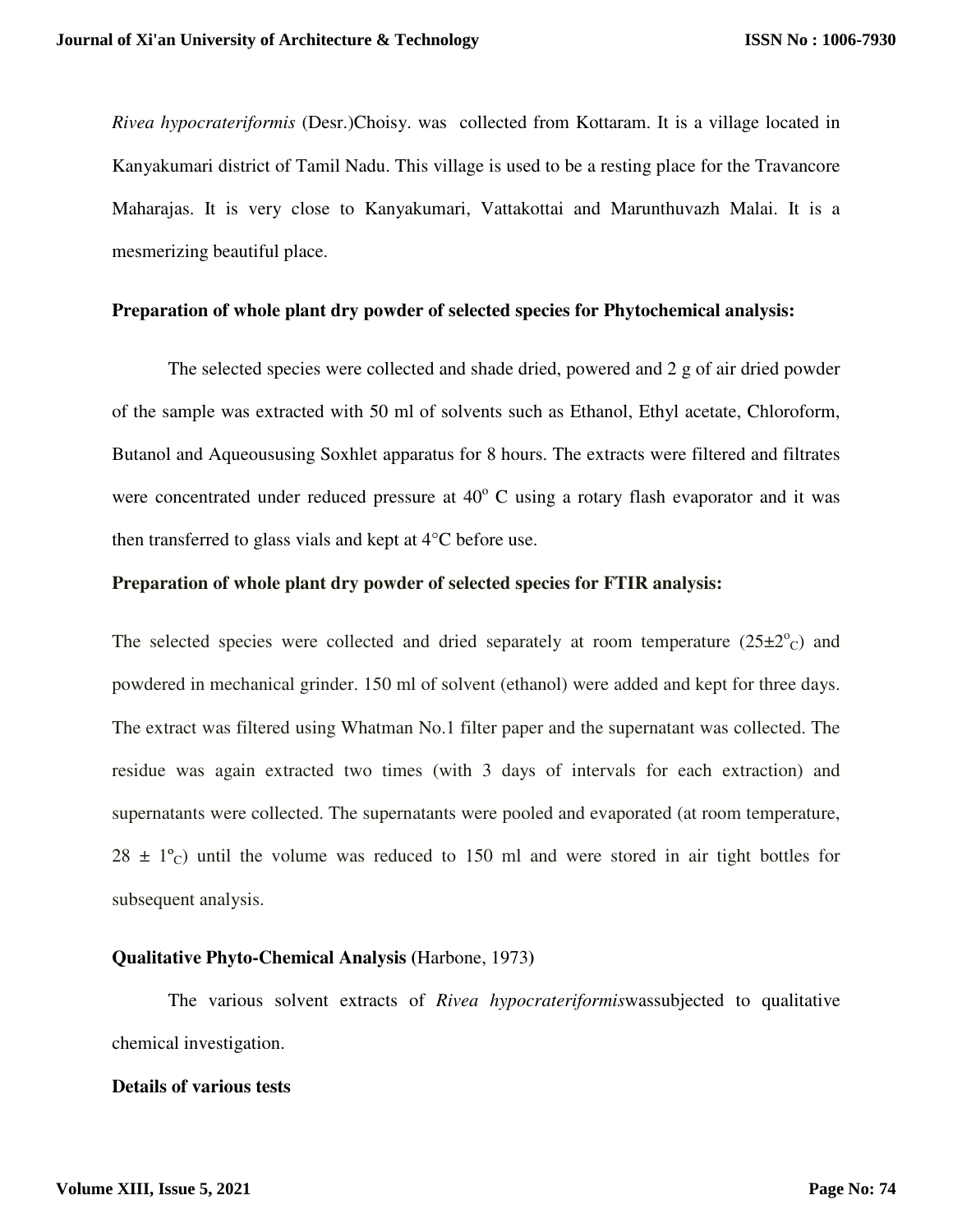*Rivea hypocrateriformis* (Desr.)Choisy. was collected from Kottaram. It is a village located in Kanyakumari district of Tamil Nadu. This village is used to be a resting place for the Travancore Maharajas. It is very close to Kanyakumari, Vattakottai and Marunthuvazh Malai. It is a mesmerizing beautiful place.

**Preparation of whole plant dry powder of selected species for Phytochemical analysis:**

The selected species were collected and shade dried, powered and 2 g of air dried powder of the sample was extracted with 50 ml of solvents such as Ethanol, Ethyl acetate, Chloroform, Butanol and Aqueoususing Soxhlet apparatus for 8 hours. The extracts were filtered and filtrates were concentrated under reduced pressure at 40$^{o}$ C using a rotary flash evaporator and it was then transferred to glass vials and kept at 4°C before use.

**Preparation of whole plant dry powder of selected species for FTIR analysis:**

The selected species were collected and dried separately at room temperature (25±2$^{o}$$_{C}$) and powdered in mechanical grinder. 150 ml of solvent (ethanol) were added and kept for three days. The extract was filtered using Whatman No.1 filter paper and the supernatant was collected. The residue was again extracted two times (with 3 days of intervals for each extraction) and supernatants were collected. The supernatants were pooled and evaporated (at room temperature, 28 ± 1$^{o}$$_{C}$) until the volume was reduced to 150 ml and were stored in air tight bottles for subsequent analysis.

**Qualitative Phyto-Chemical Analysis (**Harbone, 1973**)**

The various solvent extracts of *Rivea hypocrateriformis*wassubjected to qualitative chemical investigation.

**Details of various tests**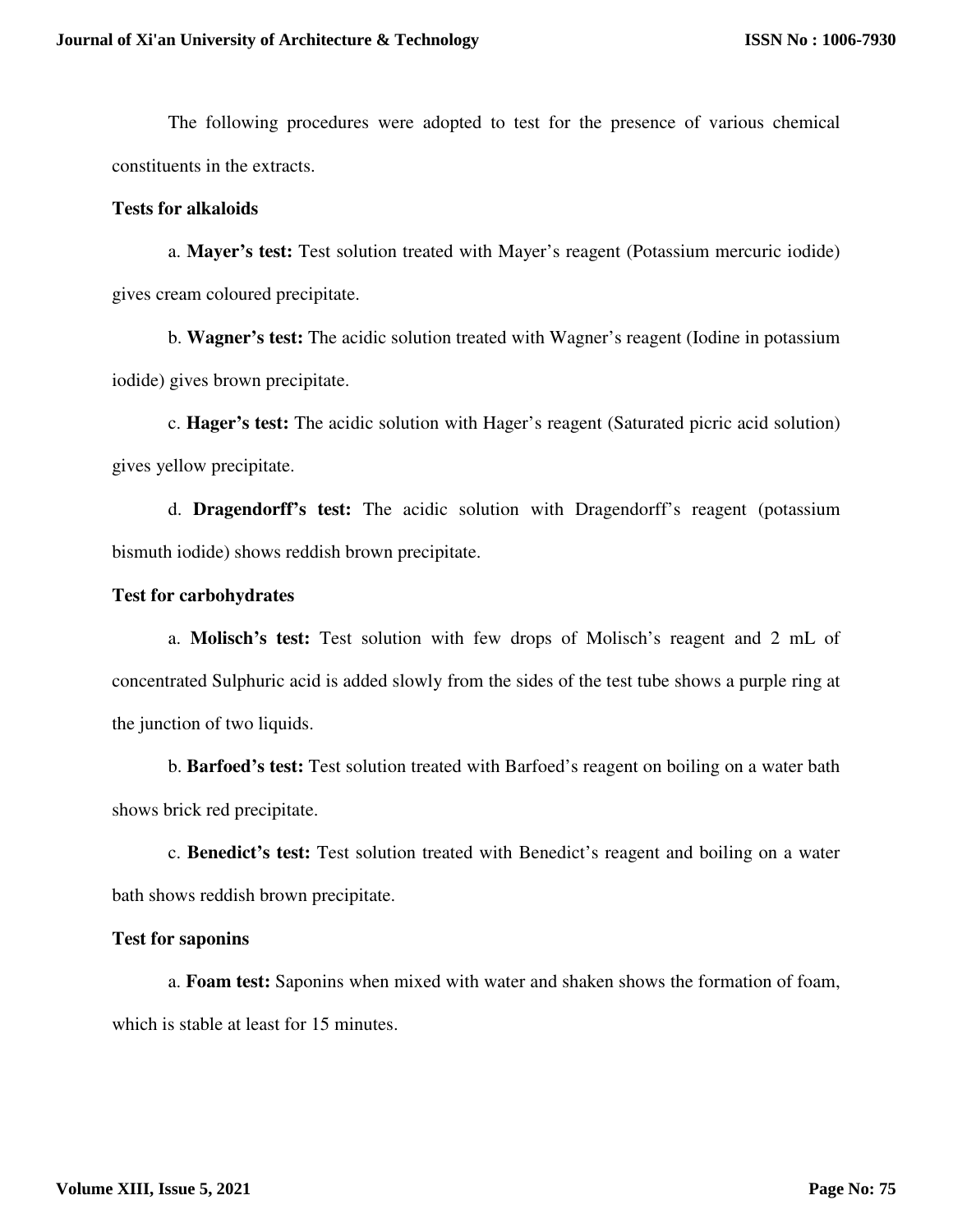The following procedures were adopted to test for the presence of various chemical constituents in the extracts.

**Tests for alkaloids**

a. **Mayer's test:** Test solution treated with Mayer's reagent (Potassium mercuric iodide) gives cream coloured precipitate.

b. **Wagner's test:** The acidic solution treated with Wagner's reagent (Iodine in potassium iodide) gives brown precipitate.

c. **Hager's test:** The acidic solution with Hager's reagent (Saturated picric acid solution) gives yellow precipitate.

d. **Dragendorff's test:** The acidic solution with Dragendorff's reagent (potassium bismuth iodide) shows reddish brown precipitate.

**Test for carbohydrates**

a. **Molisch's test:** Test solution with few drops of Molisch's reagent and 2 mL of concentrated Sulphuric acid is added slowly from the sides of the test tube shows a purple ring at the junction of two liquids.

b. **Barfoed's test:** Test solution treated with Barfoed's reagent on boiling on a water bath shows brick red precipitate.

c. **Benedict's test:** Test solution treated with Benedict's reagent and boiling on a water bath shows reddish brown precipitate.

**Test for saponins**

a. **Foam test:** Saponins when mixed with water and shaken shows the formation of foam, which is stable at least for 15 minutes.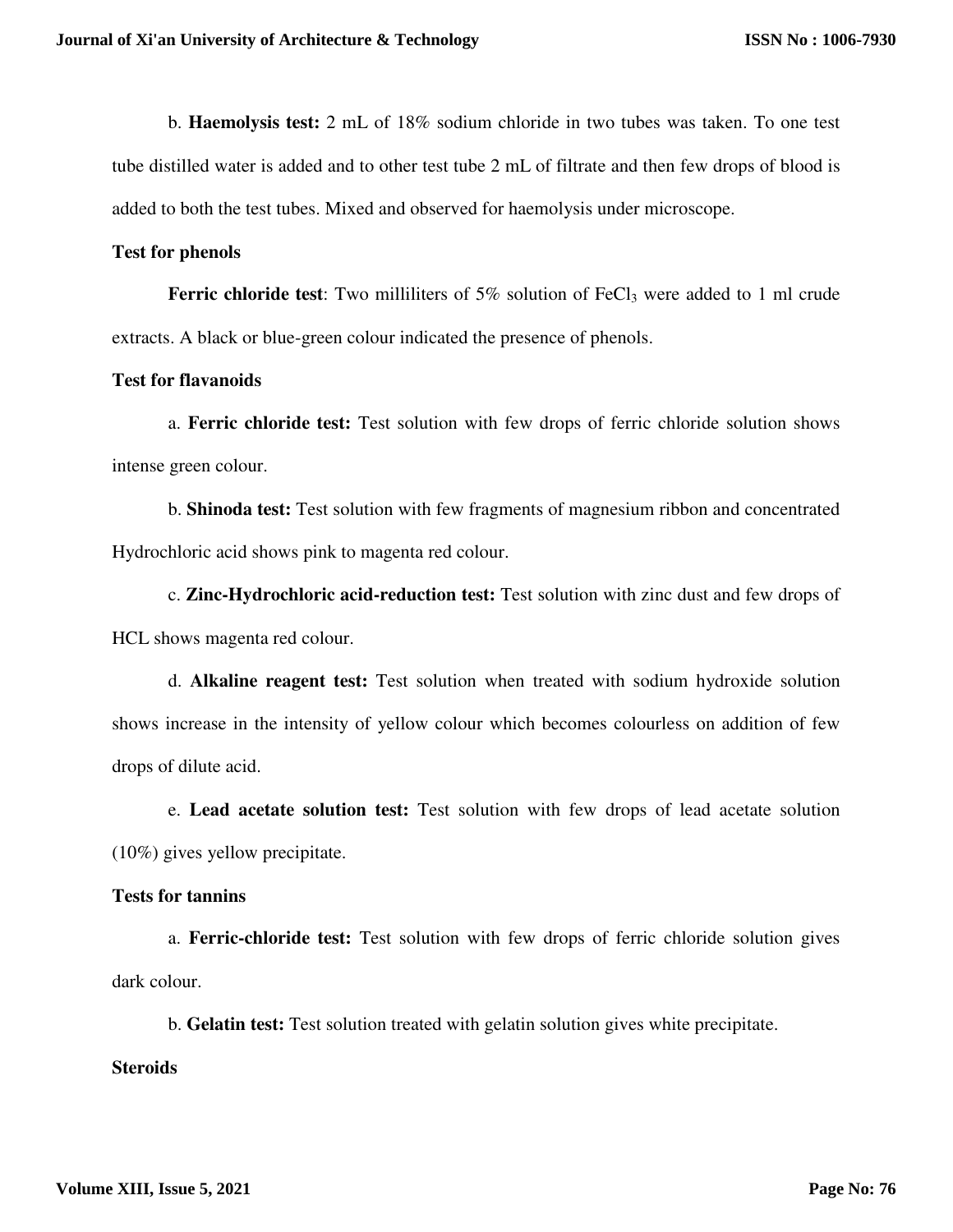b. **Haemolysis test:** 2 mL of 18% sodium chloride in two tubes was taken. To one test tube distilled water is added and to other test tube 2 mL of filtrate and then few drops of blood is added to both the test tubes. Mixed and observed for haemolysis under microscope.

**Test for phenols**

**Ferric chloride test**: Two milliliters of 5% solution of $FeCl_3$ were added to 1 ml crude extracts. A black or blue-green colour indicated the presence of phenols.

**Test for flavanoids**

a. **Ferric chloride test:** Test solution with few drops of ferric chloride solution shows intense green colour.

b. **Shinoda test:** Test solution with few fragments of magnesium ribbon and concentrated Hydrochloric acid shows pink to magenta red colour.

c. **Zinc-Hydrochloric acid-reduction test:** Test solution with zinc dust and few drops of HCL shows magenta red colour.

d. **Alkaline reagent test:** Test solution when treated with sodium hydroxide solution shows increase in the intensity of yellow colour which becomes colourless on addition of few drops of dilute acid.

e. **Lead acetate solution test:** Test solution with few drops of lead acetate solution (10%) gives yellow precipitate.

**Tests for tannins**

a. **Ferric-chloride test:** Test solution with few drops of ferric chloride solution gives dark colour.

b. **Gelatin test:** Test solution treated with gelatin solution gives white precipitate.

**Steroids**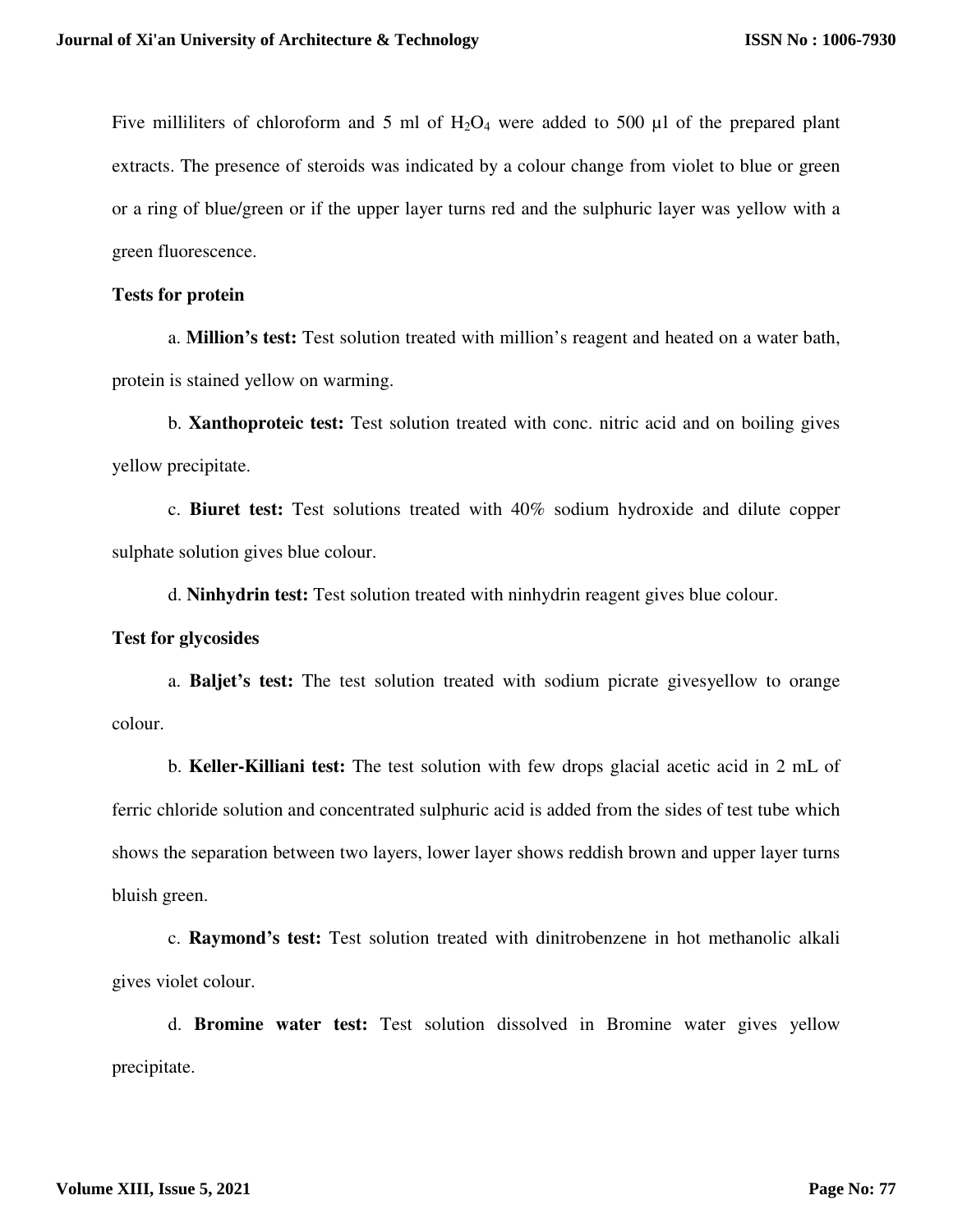Five milliliters of chloroform and 5 ml of $H_2O_4$ were added to 500 µl of the prepared plant extracts. The presence of steroids was indicated by a colour change from violet to blue or green or a ring of blue/green or if the upper layer turns red and the sulphuric layer was yellow with a green fluorescence.

**Tests for protein**

a. **Million's test:** Test solution treated with million's reagent and heated on a water bath, protein is stained yellow on warming.

b. **Xanthoproteic test:** Test solution treated with conc. nitric acid and on boiling gives yellow precipitate.

c. **Biuret test:** Test solutions treated with 40% sodium hydroxide and dilute copper sulphate solution gives blue colour.

d. **Ninhydrin test:** Test solution treated with ninhydrin reagent gives blue colour.

**Test for glycosides**

a. **Baljet's test:** The test solution treated with sodium picrate givesyellow to orange colour.

b. **Keller-Killiani test:** The test solution with few drops glacial acetic acid in 2 mL of ferric chloride solution and concentrated sulphuric acid is added from the sides of test tube which shows the separation between two layers, lower layer shows reddish brown and upper layer turns bluish green.

c. **Raymond's test:** Test solution treated with dinitrobenzene in hot methanolic alkali gives violet colour.

d. **Bromine water test:** Test solution dissolved in Bromine water gives yellow precipitate.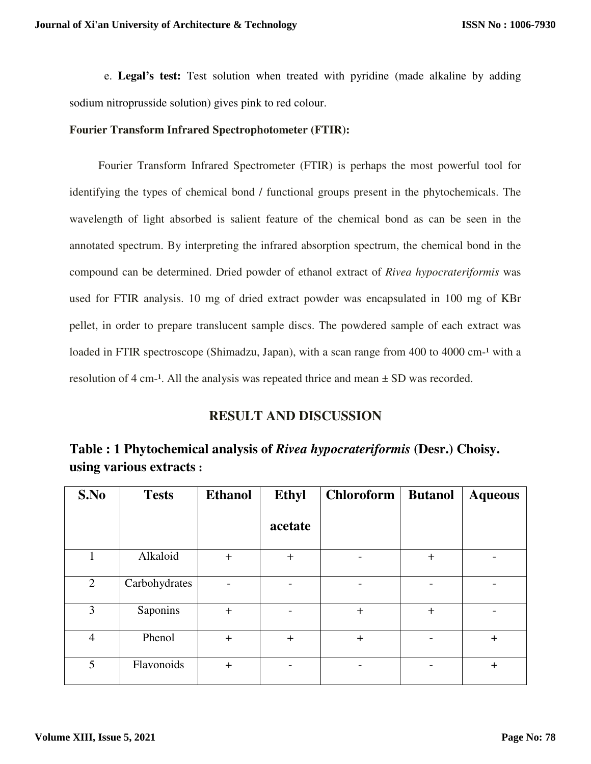e. **Legal's test:** Test solution when treated with pyridine (made alkaline by adding sodium nitroprusside solution) gives pink to red colour.

**Fourier Transform Infrared Spectrophotometer (FTIR):**

Fourier Transform Infrared Spectrometer (FTIR) is perhaps the most powerful tool for identifying the types of chemical bond / functional groups present in the phytochemicals. The wavelength of light absorbed is salient feature of the chemical bond as can be seen in the annotated spectrum. By interpreting the infrared absorption spectrum, the chemical bond in the compound can be determined. Dried powder of ethanol extract of *Rivea hypocrateriformis* was used for FTIR analysis. 10 mg of dried extract powder was encapsulated in 100 mg of KBr pellet, in order to prepare translucent sample discs. The powdered sample of each extract was loaded in FTIR spectroscope (Shimadzu, Japan), with a scan range from 400 to 4000 $cm^{-1}$ with a resolution of 4 $cm^{-1}$. All the analysis was repeated thrice and mean ± SD was recorded.

## RESULT AND DISCUSSION

### Table : 1 Phytochemical analysis of *Rivea hypocrateriformis* (Desr.) Choisy. using various extracts :

| S.No | Tests | Ethanol | Ethyl acetate | Chloroform | Butanol | Aqueous |
|---|---|---|---|---|---|---|
| 1 | Alkaloid | + | + | - | + | - |
| 2 | Carbohydrates | - | - | - | - | - |
| 3 | Saponins | + | - | + | + | - |
| 4 | Phenol | + | + | + | - | + |
| 5 | Flavonoids | + | - | - | - | + |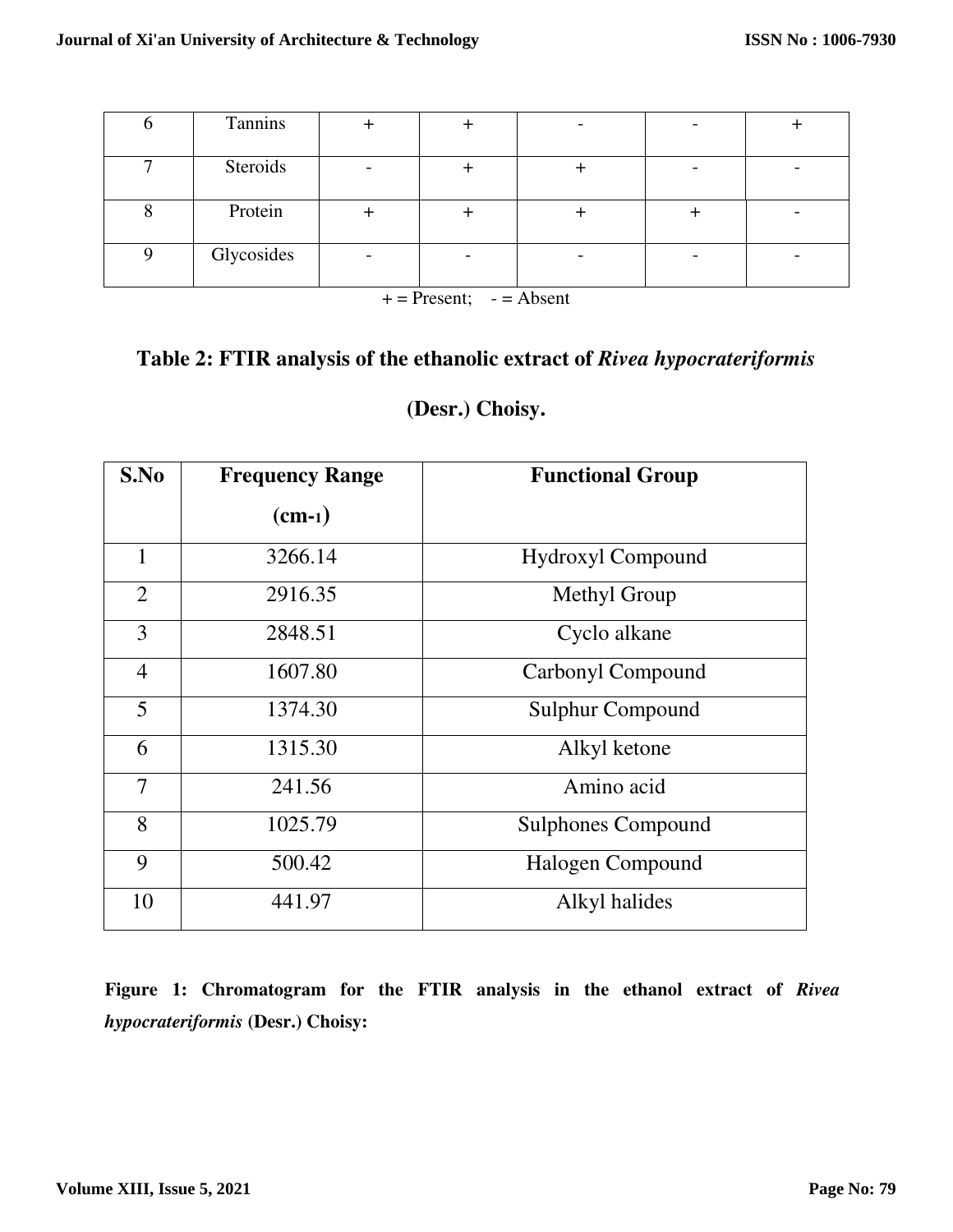| 6 | Tannins | + | + | - | - | + |
|---|---|---|---|---|---|---|
| 7 | Steroids | - | + | + | - | - |
| 8 | Protein | + | + | + | + | - |
| 9 | Glycosides | - | - | - | - | - |

+ = Present; - = Absent

## Table 2: FTIR analysis of the ethanolic extract of *Rivea hypocrateriformis* (Desr.) Choisy.

| S.No | Frequency Range ($cm^{-1}$) | Functional Group |
|---|---|---|
| 1 | 3266.14 | Hydroxyl Compound |
| 2 | 2916.35 | Methyl Group |
| 3 | 2848.51 | Cyclo alkane |
| 4 | 1607.80 | Carbonyl Compound |
| 5 | 1374.30 | Sulphur Compound |
| 6 | 1315.30 | Alkyl ketone |
| 7 | 241.56 | Amino acid |
| 8 | 1025.79 | Sulphones Compound |
| 9 | 500.42 | Halogen Compound |
| 10 | 441.97 | Alkyl halides |

**Figure 1: Chromatogram for the FTIR analysis in the ethanol extract of *Rivea hypocrateriformis* (Desr.) Choisy:**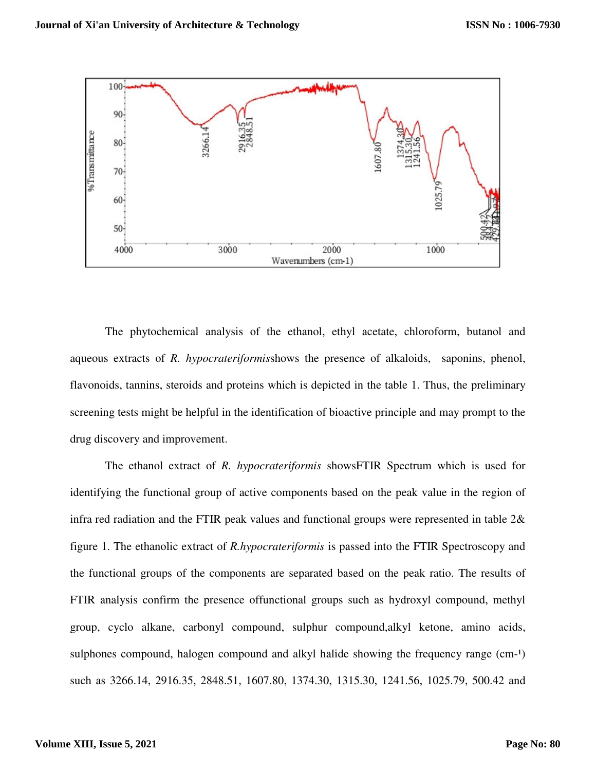The phytochemical analysis of the ethanol, ethyl acetate, chloroform, butanol and aqueous extracts of *R. hypocrateriformis*shows the presence of alkaloids, saponins, phenol, flavonoids, tannins, steroids and proteins which is depicted in the table 1. Thus, the preliminary screening tests might be helpful in the identification of bioactive principle and may prompt to the drug discovery and improvement.

The ethanol extract of *R. hypocrateriformis* showsFTIR Spectrum which is used for identifying the functional group of active components based on the peak value in the region of infra red radiation and the FTIR peak values and functional groups were represented in table 2& figure 1. The ethanolic extract of *R.hypocrateriformis* is passed into the FTIR Spectroscopy and the functional groups of the components are separated based on the peak ratio. The results of FTIR analysis confirm the presence offunctional groups such as hydroxyl compound, methyl group, cyclo alkane, carbonyl compound, sulphur compound,alkyl ketone, amino acids, sulphones compound, halogen compound and alkyl halide showing the frequency range ($cm^{-1}$) such as 3266.14, 2916.35, 2848.51, 1607.80, 1374.30, 1315.30, 1241.56, 1025.79, 500.42 and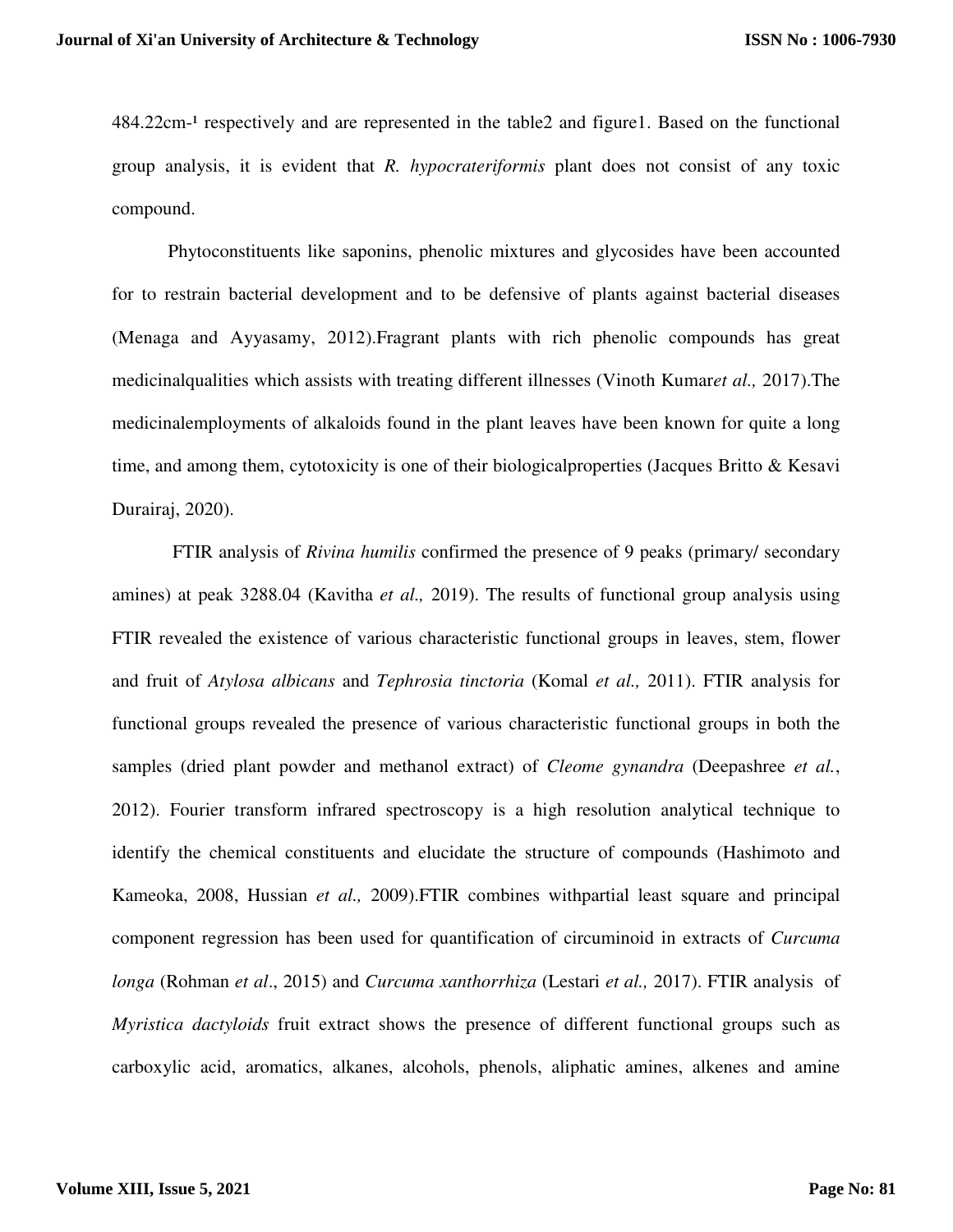484.22cm-¹ respectively and are represented in the table2 and figure1. Based on the functional group analysis, it is evident that *R. hypocrateriformis* plant does not consist of any toxic compound.

Phytoconstituents like saponins, phenolic mixtures and glycosides have been accounted for to restrain bacterial development and to be defensive of plants against bacterial diseases (Menaga and Ayyasamy, 2012).Fragrant plants with rich phenolic compounds has great medicinalqualities which assists with treating different illnesses (Vinoth Kumar*et al.,* 2017).The medicinalemployments of alkaloids found in the plant leaves have been known for quite a long time, and among them, cytotoxicity is one of their biologicalproperties (Jacques Britto & Kesavi Durairaj, 2020).

FTIR analysis of *Rivina humilis* confirmed the presence of 9 peaks (primary/ secondary amines) at peak 3288.04 (Kavitha *et al.,* 2019). The results of functional group analysis using FTIR revealed the existence of various characteristic functional groups in leaves, stem, flower and fruit of *Atylosa albicans* and *Tephrosia tinctoria* (Komal *et al.,* 2011). FTIR analysis for functional groups revealed the presence of various characteristic functional groups in both the samples (dried plant powder and methanol extract) of *Cleome gynandra* (Deepashree *et al.*, 2012). Fourier transform infrared spectroscopy is a high resolution analytical technique to identify the chemical constituents and elucidate the structure of compounds (Hashimoto and Kameoka, 2008, Hussian *et al.,* 2009).FTIR combines withpartial least square and principal component regression has been used for quantification of circuminoid in extracts of *Curcuma longa* (Rohman *et al*., 2015) and *Curcuma xanthorrhiza* (Lestari *et al.,* 2017). FTIR analysis of *Myristica dactyloids* fruit extract shows the presence of different functional groups such as carboxylic acid, aromatics, alkanes, alcohols, phenols, aliphatic amines, alkenes and amine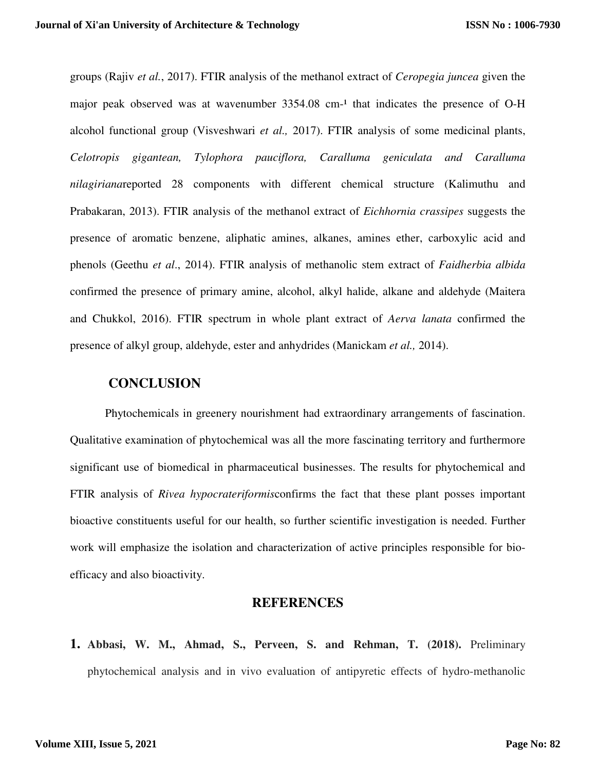groups (Rajiv *et al.*, 2017). FTIR analysis of the methanol extract of *Ceropegia juncea* given the major peak observed was at wavenumber 3354.08 cm-¹ that indicates the presence of O-H alcohol functional group (Visveshwari *et al.,* 2017). FTIR analysis of some medicinal plants, *Celotropis gigantean, Tylophora pauciflora, Caralluma geniculata and Caralluma nilagiriana*reported 28 components with different chemical structure (Kalimuthu and Prabakaran, 2013). FTIR analysis of the methanol extract of *Eichhornia crassipes* suggests the presence of aromatic benzene, aliphatic amines, alkanes, amines ether, carboxylic acid and phenols (Geethu *et al*., 2014). FTIR analysis of methanolic stem extract of *Faidherbia albida* confirmed the presence of primary amine, alcohol, alkyl halide, alkane and aldehyde (Maitera and Chukkol, 2016). FTIR spectrum in whole plant extract of *Aerva lanata* confirmed the presence of alkyl group, aldehyde, ester and anhydrides (Manickam *et al.,* 2014).

## CONCLUSION

Phytochemicals in greenery nourishment had extraordinary arrangements of fascination. Qualitative examination of phytochemical was all the more fascinating territory and furthermore significant use of biomedical in pharmaceutical businesses. The results for phytochemical and FTIR analysis of *Rivea hypocrateriformis*confirms the fact that these plant posses important bioactive constituents useful for our health, so further scientific investigation is needed. Further work will emphasize the isolation and characterization of active principles responsible for bio-efficacy and also bioactivity.

## REFERENCES

1. **Abbasi, W. M., Ahmad, S., Perveen, S. and Rehman, T. (2018).** Preliminary phytochemical analysis and in vivo evaluation of antipyretic effects of hydro-methanolic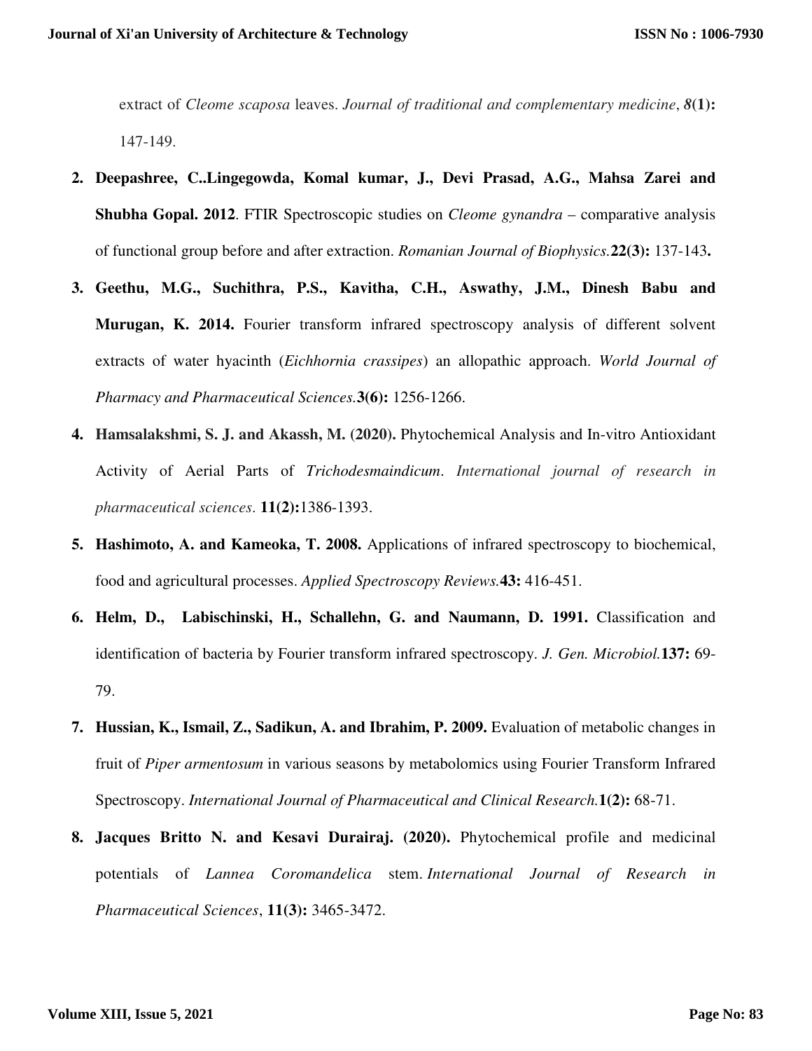extract of *Cleome scaposa* leaves. *Journal of traditional and complementary medicine*, ***8*(1):** 147-149.

2. **Deepashree, C..Lingegowda, Komal kumar, J., Devi Prasad, A.G., Mahsa Zarei and Shubha Gopal. 2012**. FTIR Spectroscopic studies on *Cleome gynandra* – comparative analysis of functional group before and after extraction. *Romanian Journal of Biophysics.***22(3):** 137-143**.**

3. **Geethu, M.G., Suchithra, P.S., Kavitha, C.H., Aswathy, J.M., Dinesh Babu and Murugan, K. 2014.** Fourier transform infrared spectroscopy analysis of different solvent extracts of water hyacinth (*Eichhornia crassipes*) an allopathic approach. *World Journal of Pharmacy and Pharmaceutical Sciences.***3(6):** 1256-1266.

4. **Hamsalakshmi, S. J. and Akassh, M. (2020).** Phytochemical Analysis and In-vitro Antioxidant Activity of Aerial Parts of *Trichodesmaindicum*. *International journal of research in pharmaceutical sciences*. **11(2):**1386-1393.

5. **Hashimoto, A. and Kameoka, T. 2008.** Applications of infrared spectroscopy to biochemical, food and agricultural processes. *Applied Spectroscopy Reviews.***43:** 416-451.

6. **Helm, D., Labischinski, H., Schallehn, G. and Naumann, D. 1991.** Classification and identification of bacteria by Fourier transform infrared spectroscopy. *J. Gen. Microbiol.***137:** 69-79.

7. **Hussian, K., Ismail, Z., Sadikun, A. and Ibrahim, P. 2009.** Evaluation of metabolic changes in fruit of *Piper armentosum* in various seasons by metabolomics using Fourier Transform Infrared Spectroscopy. *International Journal of Pharmaceutical and Clinical Research.***1(2):** 68-71.

8. **Jacques Britto N. and Kesavi Durairaj. (2020).** Phytochemical profile and medicinal potentials of *Lannea Coromandelica* stem. *International Journal of Research in Pharmaceutical Sciences*, **11(3):** 3465-3472.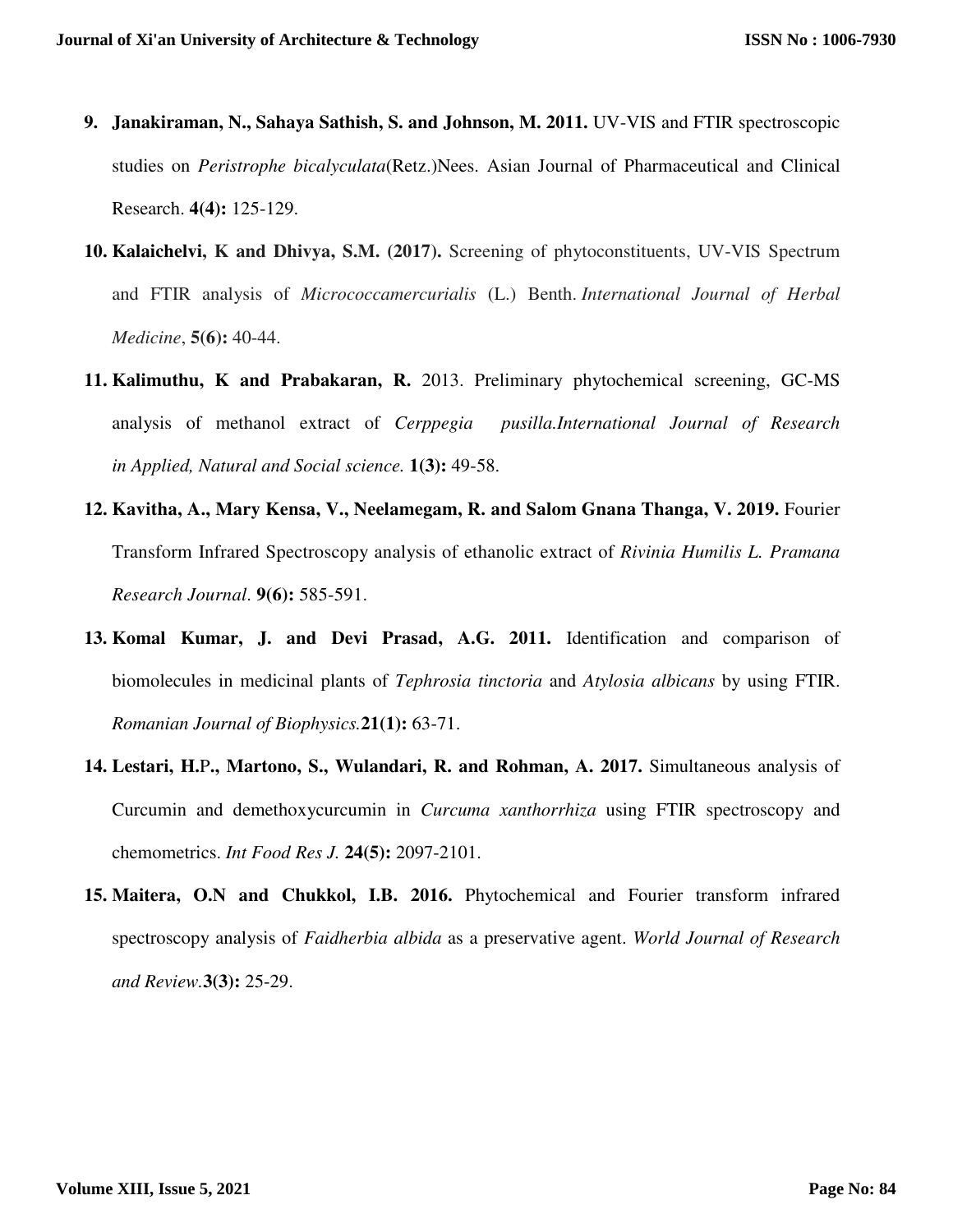9. **Janakiraman, N., Sahaya Sathish, S. and Johnson, M. 2011.** UV-VIS and FTIR spectroscopic studies on *Peristrophe bicalyculata*(Retz.)Nees. Asian Journal of Pharmaceutical and Clinical Research. **4(4):** 125-129.
10. **Kalaichelvi, K and Dhivya, S.M. (2017).** Screening of phytoconstituents, UV-VIS Spectrum and FTIR analysis of *Micrococcamercurialis* (L.) Benth. *International Journal of Herbal Medicine*, **5(6):** 40-44.
11. **Kalimuthu, K and Prabakaran, R.** 2013. Preliminary phytochemical screening, GC-MS analysis of methanol extract of *Cerppegia pusilla.International Journal of Research in Applied, Natural and Social science.* **1(3):** 49-58.
12. **Kavitha, A., Mary Kensa, V., Neelamegam, R. and Salom Gnana Thanga, V. 2019.** Fourier Transform Infrared Spectroscopy analysis of ethanolic extract of *Rivinia Humilis L. Pramana Research Journal*. **9(6):** 585-591.
13. **Komal Kumar, J. and Devi Prasad, A.G. 2011.** Identification and comparison of biomolecules in medicinal plants of *Tephrosia tinctoria* and *Atylosia albicans* by using FTIR. *Romanian Journal of Biophysics.***21(1):** 63-71.
14. **Lestari, H.P., Martono, S., Wulandari, R. and Rohman, A. 2017.** Simultaneous analysis of Curcumin and demethoxycurcumin in *Curcuma xanthorrhiza* using FTIR spectroscopy and chemometrics. *Int Food Res J.* **24(5):** 2097-2101.
15. **Maitera, O.N and Chukkol, I.B. 2016.** Phytochemical and Fourier transform infrared spectroscopy analysis of *Faidherbia albida* as a preservative agent. *World Journal of Research and Review.***3(3):** 25-29.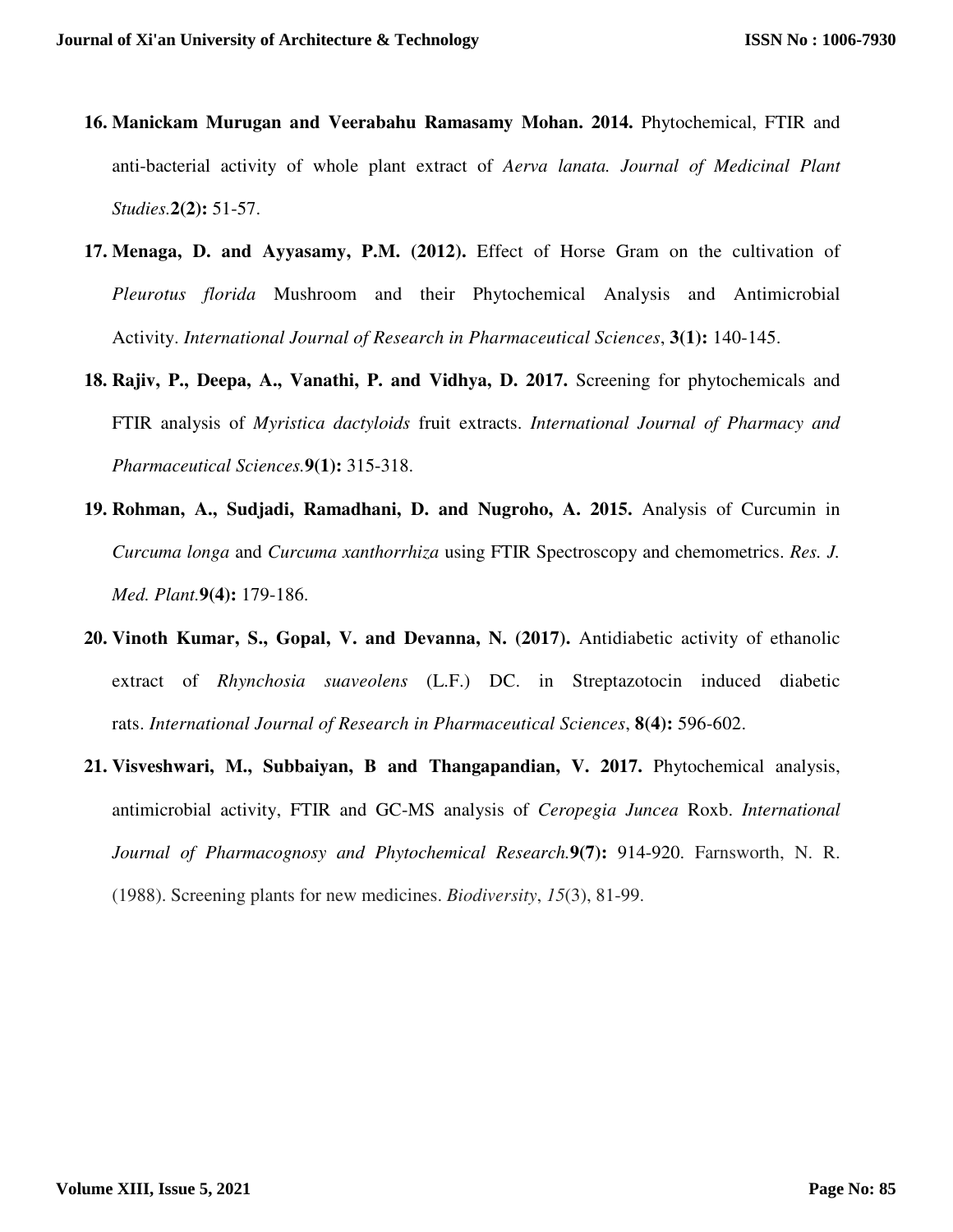16. **Manickam Murugan and Veerabahu Ramasamy Mohan. 2014.** Phytochemical, FTIR and anti-bacterial activity of whole plant extract of *Aerva lanata. Journal of Medicinal Plant Studies.***2(2):** 51-57.

17. **Menaga, D. and Ayyasamy, P.M. (2012).** Effect of Horse Gram on the cultivation of *Pleurotus florida* Mushroom and their Phytochemical Analysis and Antimicrobial Activity. *International Journal of Research in Pharmaceutical Sciences*, **3(1):** 140-145.

18. **Rajiv, P., Deepa, A., Vanathi, P. and Vidhya, D. 2017.** Screening for phytochemicals and FTIR analysis of *Myristica dactyloids* fruit extracts. *International Journal of Pharmacy and Pharmaceutical Sciences.***9(1):** 315-318.

19. **Rohman, A., Sudjadi, Ramadhani, D. and Nugroho, A. 2015.** Analysis of Curcumin in *Curcuma longa* and *Curcuma xanthorrhiza* using FTIR Spectroscopy and chemometrics. *Res. J. Med. Plant.***9(4):** 179-186.

20. **Vinoth Kumar, S., Gopal, V. and Devanna, N. (2017).** Antidiabetic activity of ethanolic extract of *Rhynchosia suaveolens* (L.F.) DC. in Streptazotocin induced diabetic rats. *International Journal of Research in Pharmaceutical Sciences*, **8(4):** 596-602.

21. **Visveshwari, M., Subbaiyan, B and Thangapandian, V. 2017.** Phytochemical analysis, antimicrobial activity, FTIR and GC-MS analysis of *Ceropegia Juncea* Roxb. *International Journal of Pharmacognosy and Phytochemical Research.***9(7):** 914-920. Farnsworth, N. R. (1988). Screening plants for new medicines. *Biodiversity*, *15*(3), 81-99.